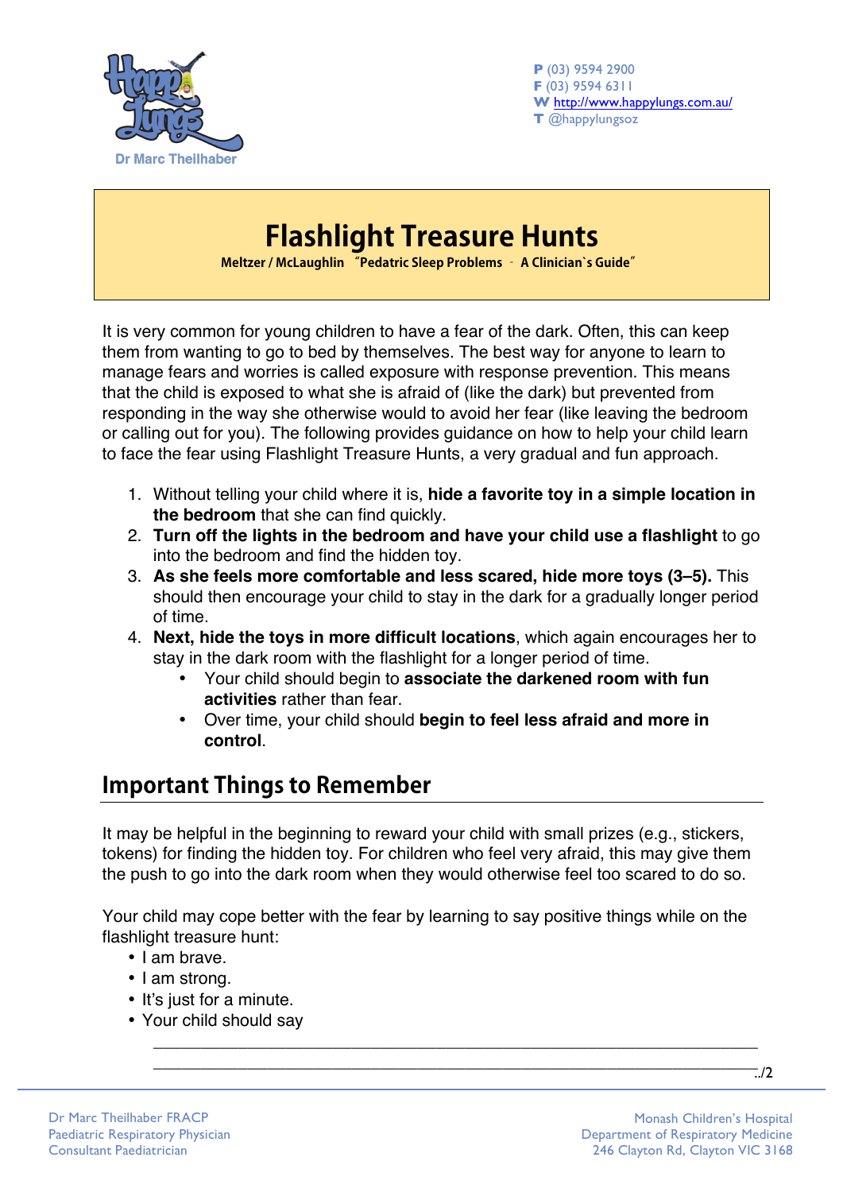Dr Marc Theilhaber

**P** (03) 9594 2900
**F** (03) 9594 6311
**W** http://www.happylungs.com.au/
**T** @happylungsoz

# Flashlight Treasure Hunts

**Meltzer / McLaughlin "Pedatric Sleep Problems - A Clinician`s Guide"**

It is very common for young children to have a fear of the dark. Often, this can keep them from wanting to go to bed by themselves. The best way for anyone to learn to manage fears and worries is called exposure with response prevention. This means that the child is exposed to what she is afraid of (like the dark) but prevented from responding in the way she otherwise would to avoid her fear (like leaving the bedroom or calling out for you). The following provides guidance on how to help your child learn to face the fear using Flashlight Treasure Hunts, a very gradual and fun approach.

1. Without telling your child where it is, **hide a favorite toy in a simple location in the bedroom** that she can find quickly.
2. **Turn off the lights in the bedroom and have your child use a flashlight** to go into the bedroom and find the hidden toy.
3. **As she feels more comfortable and less scared, hide more toys (3–5).** This should then encourage your child to stay in the dark for a gradually longer period of time.
4. **Next, hide the toys in more difficult locations**, which again encourages her to stay in the dark room with the flashlight for a longer period of time.
   - Your child should begin to **associate the darkened room with fun activities** rather than fear.
   - Over time, your child should **begin to feel less afraid and more in control**.

## Important Things to Remember

It may be helpful in the beginning to reward your child with small prizes (e.g., stickers, tokens) for finding the hidden toy. For children who feel very afraid, this may give them the push to go into the dark room when they would otherwise feel too scared to do so.

Your child may cope better with the fear by learning to say positive things while on the flashlight treasure hunt:

- I am brave.
- I am strong.
- It's just for a minute.
- Your child should say

________________________________________________________________

________________________________________________________________

../2

Dr Marc Theilhaber FRACP
Paediatric Respiratory Physician
Consultant Paediatrician

Monash Children's Hospital
Department of Respiratory Medicine
246 Clayton Rd, Clayton VIC 3168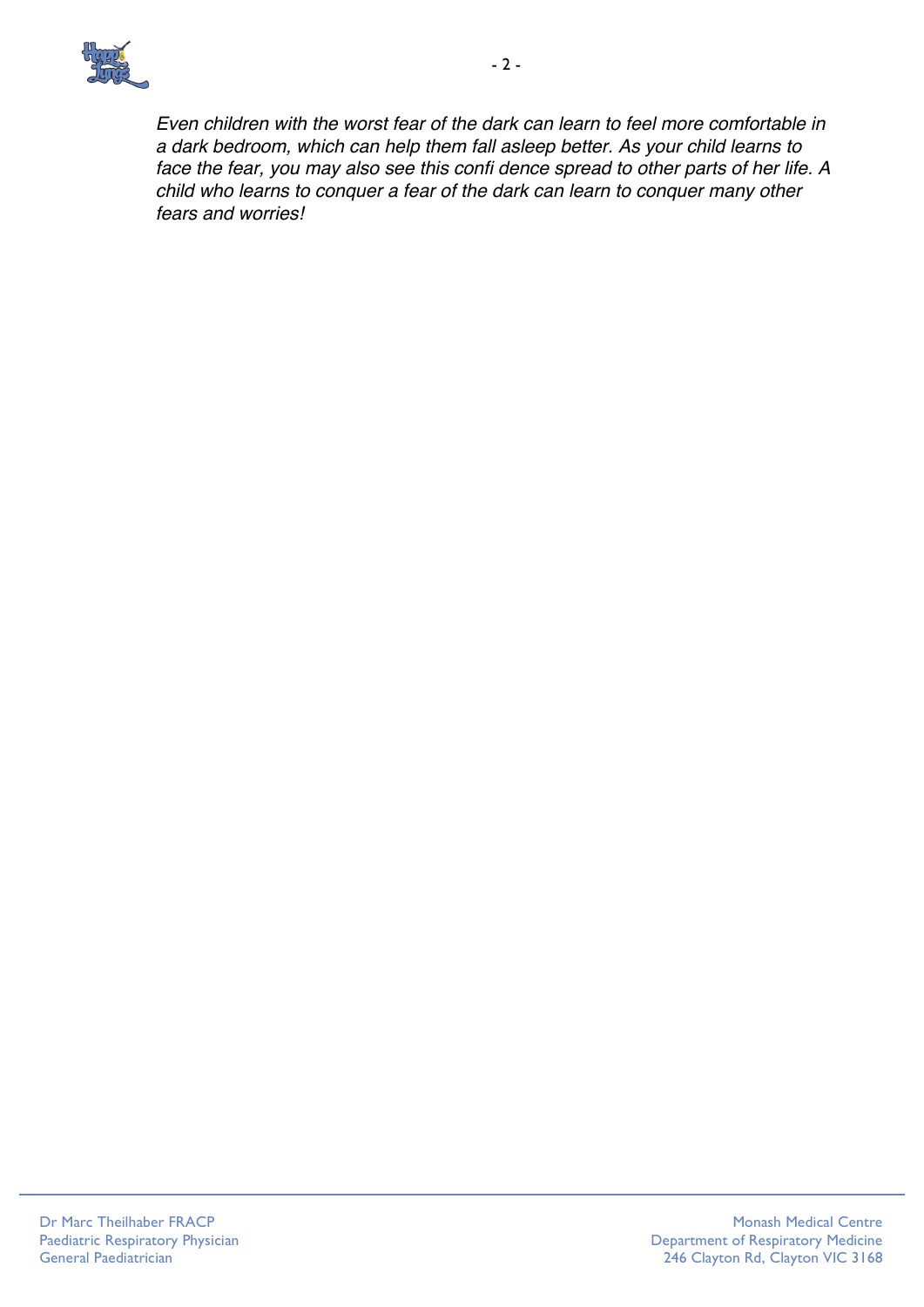*Even children with the worst fear of the dark can learn to feel more comfortable in a dark bedroom, which can help them fall asleep better. As your child learns to face the fear, you may also see this confi dence spread to other parts of her life. A child who learns to conquer a fear of the dark can learn to conquer many other fears and worries!*